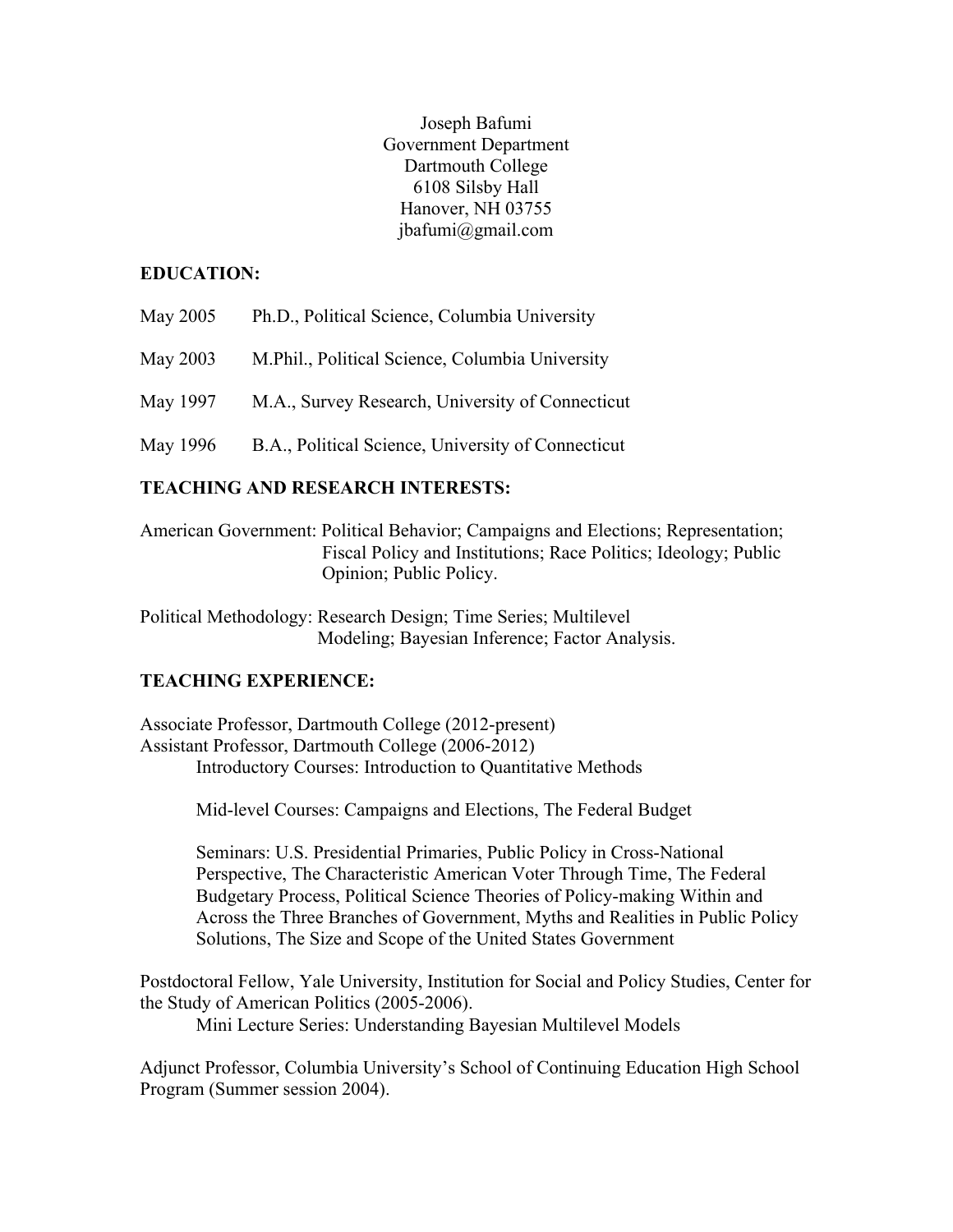Joseph Bafumi
Government Department
Dartmouth College
6108 Silsby Hall
Hanover, NH 03755
jbafumi@gmail.com

## EDUCATION:

May 2005 Ph.D., Political Science, Columbia University

May 2003 M.Phil., Political Science, Columbia University

May 1997 M.A., Survey Research, University of Connecticut

May 1996 B.A., Political Science, University of Connecticut

## TEACHING AND RESEARCH INTERESTS:

American Government: Political Behavior; Campaigns and Elections; Representation; Fiscal Policy and Institutions; Race Politics; Ideology; Public Opinion; Public Policy.

Political Methodology: Research Design; Time Series; Multilevel Modeling; Bayesian Inference; Factor Analysis.

## TEACHING EXPERIENCE:

Associate Professor, Dartmouth College (2012-present)
Assistant Professor, Dartmouth College (2006-2012)

Introductory Courses: Introduction to Quantitative Methods

Mid-level Courses: Campaigns and Elections, The Federal Budget

Seminars: U.S. Presidential Primaries, Public Policy in Cross-National Perspective, The Characteristic American Voter Through Time, The Federal Budgetary Process, Political Science Theories of Policy-making Within and Across the Three Branches of Government, Myths and Realities in Public Policy Solutions, The Size and Scope of the United States Government

Postdoctoral Fellow, Yale University, Institution for Social and Policy Studies, Center for the Study of American Politics (2005-2006).

Mini Lecture Series: Understanding Bayesian Multilevel Models

Adjunct Professor, Columbia University's School of Continuing Education High School Program (Summer session 2004).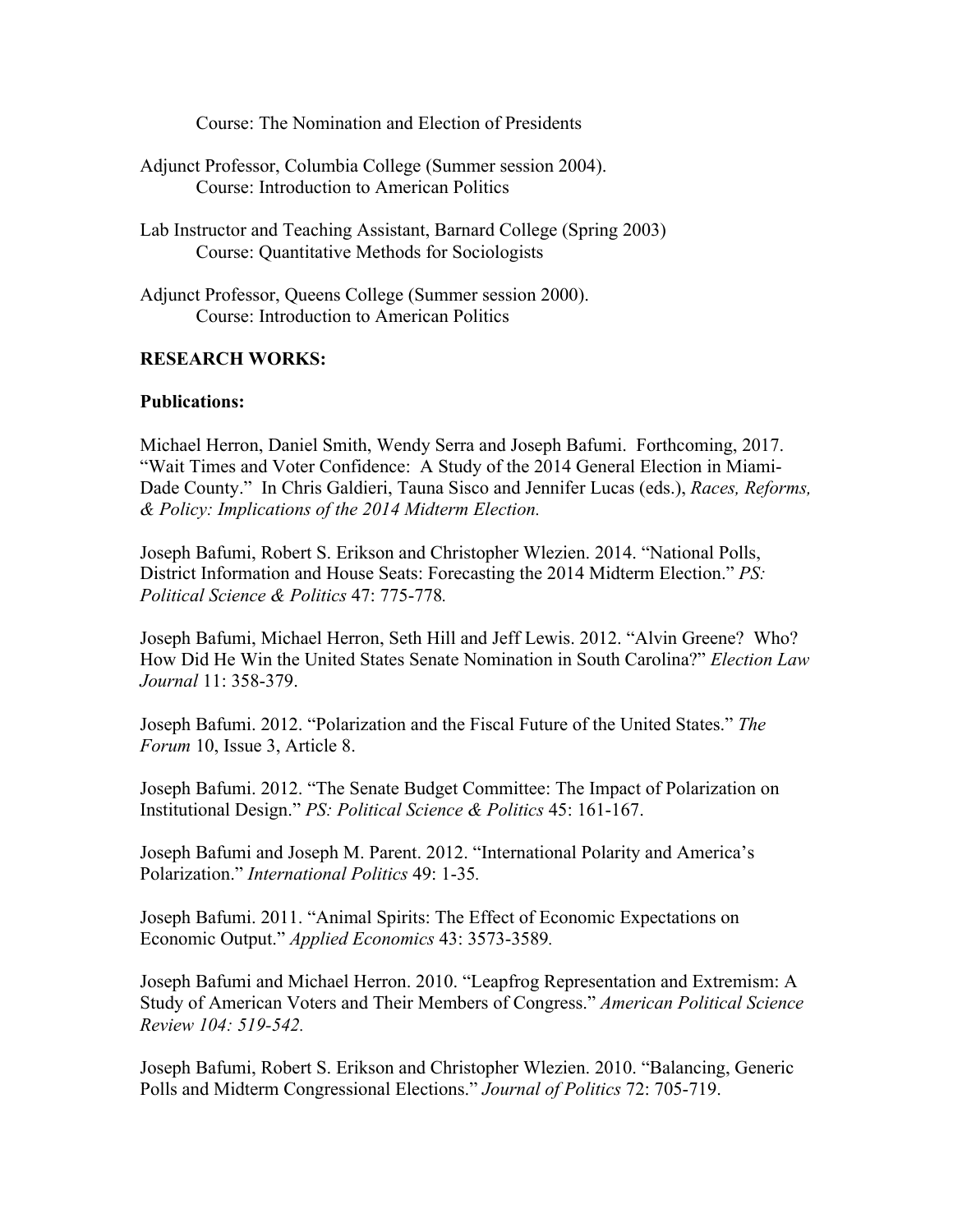Course: The Nomination and Election of Presidents

Adjunct Professor, Columbia College (Summer session 2004).
Course: Introduction to American Politics

Lab Instructor and Teaching Assistant, Barnard College (Spring 2003)
Course: Quantitative Methods for Sociologists

Adjunct Professor, Queens College (Summer session 2000).
Course: Introduction to American Politics

**RESEARCH WORKS:**

**Publications:**

Michael Herron, Daniel Smith, Wendy Serra and Joseph Bafumi. Forthcoming, 2017. "Wait Times and Voter Confidence: A Study of the 2014 General Election in Miami-Dade County." In Chris Galdieri, Tauna Sisco and Jennifer Lucas (eds.), *Races, Reforms, & Policy: Implications of the 2014 Midterm Election.*

Joseph Bafumi, Robert S. Erikson and Christopher Wlezien. 2014. "National Polls, District Information and House Seats: Forecasting the 2014 Midterm Election." *PS: Political Science & Politics* 47: 775-778.

Joseph Bafumi, Michael Herron, Seth Hill and Jeff Lewis. 2012. "Alvin Greene? Who? How Did He Win the United States Senate Nomination in South Carolina?" *Election Law Journal* 11: 358-379.

Joseph Bafumi. 2012. "Polarization and the Fiscal Future of the United States." *The Forum* 10, Issue 3, Article 8.

Joseph Bafumi. 2012. "The Senate Budget Committee: The Impact of Polarization on Institutional Design." *PS: Political Science & Politics* 45: 161-167.

Joseph Bafumi and Joseph M. Parent. 2012. "International Polarity and America's Polarization." *International Politics* 49: 1-35.

Joseph Bafumi. 2011. "Animal Spirits: The Effect of Economic Expectations on Economic Output." *Applied Economics* 43: 3573-3589.

Joseph Bafumi and Michael Herron. 2010. "Leapfrog Representation and Extremism: A Study of American Voters and Their Members of Congress." *American Political Science Review 104: 519-542.*

Joseph Bafumi, Robert S. Erikson and Christopher Wlezien. 2010. "Balancing, Generic Polls and Midterm Congressional Elections." *Journal of Politics* 72: 705-719.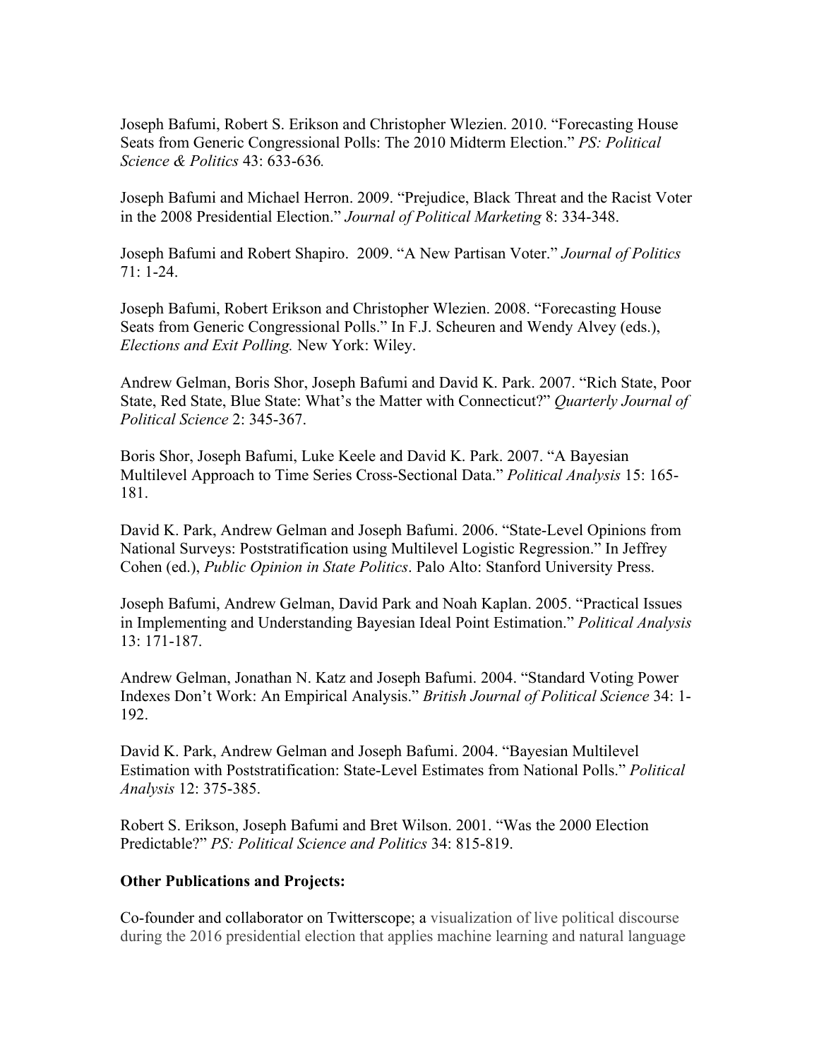Joseph Bafumi, Robert S. Erikson and Christopher Wlezien. 2010. "Forecasting House Seats from Generic Congressional Polls: The 2010 Midterm Election." *PS: Political Science & Politics* 43: 633-636*.*

Joseph Bafumi and Michael Herron. 2009. "Prejudice, Black Threat and the Racist Voter in the 2008 Presidential Election." *Journal of Political Marketing* 8: 334-348.

Joseph Bafumi and Robert Shapiro. 2009. "A New Partisan Voter." *Journal of Politics* 71: 1-24.

Joseph Bafumi, Robert Erikson and Christopher Wlezien. 2008. "Forecasting House Seats from Generic Congressional Polls." In F.J. Scheuren and Wendy Alvey (eds.), *Elections and Exit Polling.* New York: Wiley.

Andrew Gelman, Boris Shor, Joseph Bafumi and David K. Park. 2007. "Rich State, Poor State, Red State, Blue State: What's the Matter with Connecticut?" *Quarterly Journal of Political Science* 2: 345-367.

Boris Shor, Joseph Bafumi, Luke Keele and David K. Park. 2007. "A Bayesian Multilevel Approach to Time Series Cross-Sectional Data." *Political Analysis* 15: 165-181.

David K. Park, Andrew Gelman and Joseph Bafumi. 2006. "State-Level Opinions from National Surveys: Poststratification using Multilevel Logistic Regression." In Jeffrey Cohen (ed.), *Public Opinion in State Politics*. Palo Alto: Stanford University Press.

Joseph Bafumi, Andrew Gelman, David Park and Noah Kaplan. 2005. "Practical Issues in Implementing and Understanding Bayesian Ideal Point Estimation." *Political Analysis* 13: 171-187.

Andrew Gelman, Jonathan N. Katz and Joseph Bafumi. 2004. "Standard Voting Power Indexes Don't Work: An Empirical Analysis." *British Journal of Political Science* 34: 1-192.

David K. Park, Andrew Gelman and Joseph Bafumi. 2004. "Bayesian Multilevel Estimation with Poststratification: State-Level Estimates from National Polls." *Political Analysis* 12: 375-385.

Robert S. Erikson, Joseph Bafumi and Bret Wilson. 2001. "Was the 2000 Election Predictable?" *PS: Political Science and Politics* 34: 815-819.

**Other Publications and Projects:**

Co-founder and collaborator on Twitterscope; a visualization of live political discourse during the 2016 presidential election that applies machine learning and natural language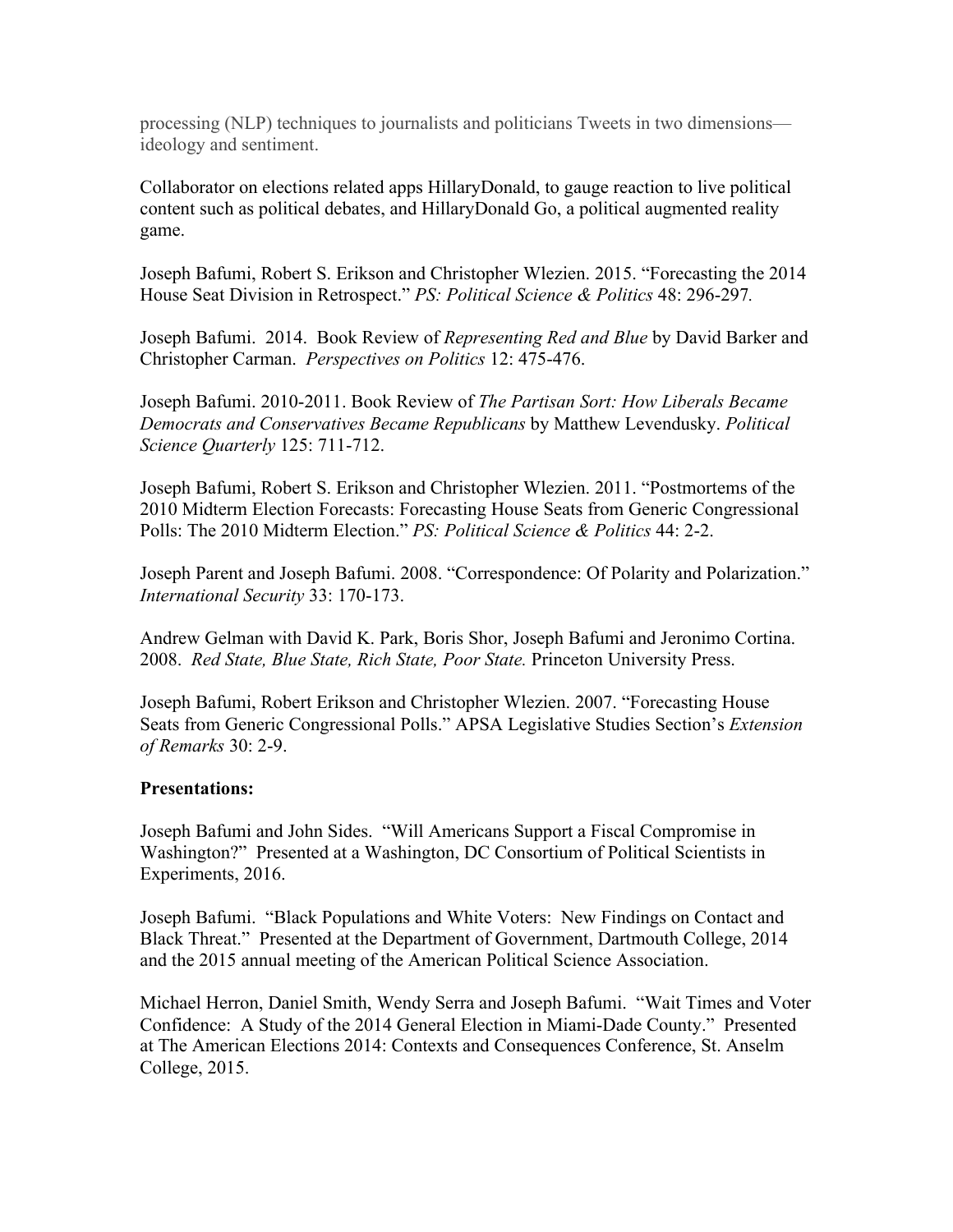processing (NLP) techniques to journalists and politicians Tweets in two dimensions—ideology and sentiment.

Collaborator on elections related apps HillaryDonald, to gauge reaction to live political content such as political debates, and HillaryDonald Go, a political augmented reality game.

Joseph Bafumi, Robert S. Erikson and Christopher Wlezien. 2015. "Forecasting the 2014 House Seat Division in Retrospect." *PS: Political Science & Politics* 48: 296-297.

Joseph Bafumi. 2014. Book Review of *Representing Red and Blue* by David Barker and Christopher Carman. *Perspectives on Politics* 12: 475-476.

Joseph Bafumi. 2010-2011. Book Review of *The Partisan Sort: How Liberals Became Democrats and Conservatives Became Republicans* by Matthew Levendusky. *Political Science Quarterly* 125: 711-712.

Joseph Bafumi, Robert S. Erikson and Christopher Wlezien. 2011. "Postmortems of the 2010 Midterm Election Forecasts: Forecasting House Seats from Generic Congressional Polls: The 2010 Midterm Election." *PS: Political Science & Politics* 44: 2-2.

Joseph Parent and Joseph Bafumi. 2008. "Correspondence: Of Polarity and Polarization." *International Security* 33: 170-173.

Andrew Gelman with David K. Park, Boris Shor, Joseph Bafumi and Jeronimo Cortina. 2008. *Red State, Blue State, Rich State, Poor State.* Princeton University Press.

Joseph Bafumi, Robert Erikson and Christopher Wlezien. 2007. "Forecasting House Seats from Generic Congressional Polls." APSA Legislative Studies Section's *Extension of Remarks* 30: 2-9.

**Presentations:**

Joseph Bafumi and John Sides. "Will Americans Support a Fiscal Compromise in Washington?" Presented at a Washington, DC Consortium of Political Scientists in Experiments, 2016.

Joseph Bafumi. "Black Populations and White Voters: New Findings on Contact and Black Threat." Presented at the Department of Government, Dartmouth College, 2014 and the 2015 annual meeting of the American Political Science Association.

Michael Herron, Daniel Smith, Wendy Serra and Joseph Bafumi. "Wait Times and Voter Confidence: A Study of the 2014 General Election in Miami-Dade County." Presented at The American Elections 2014: Contexts and Consequences Conference, St. Anselm College, 2015.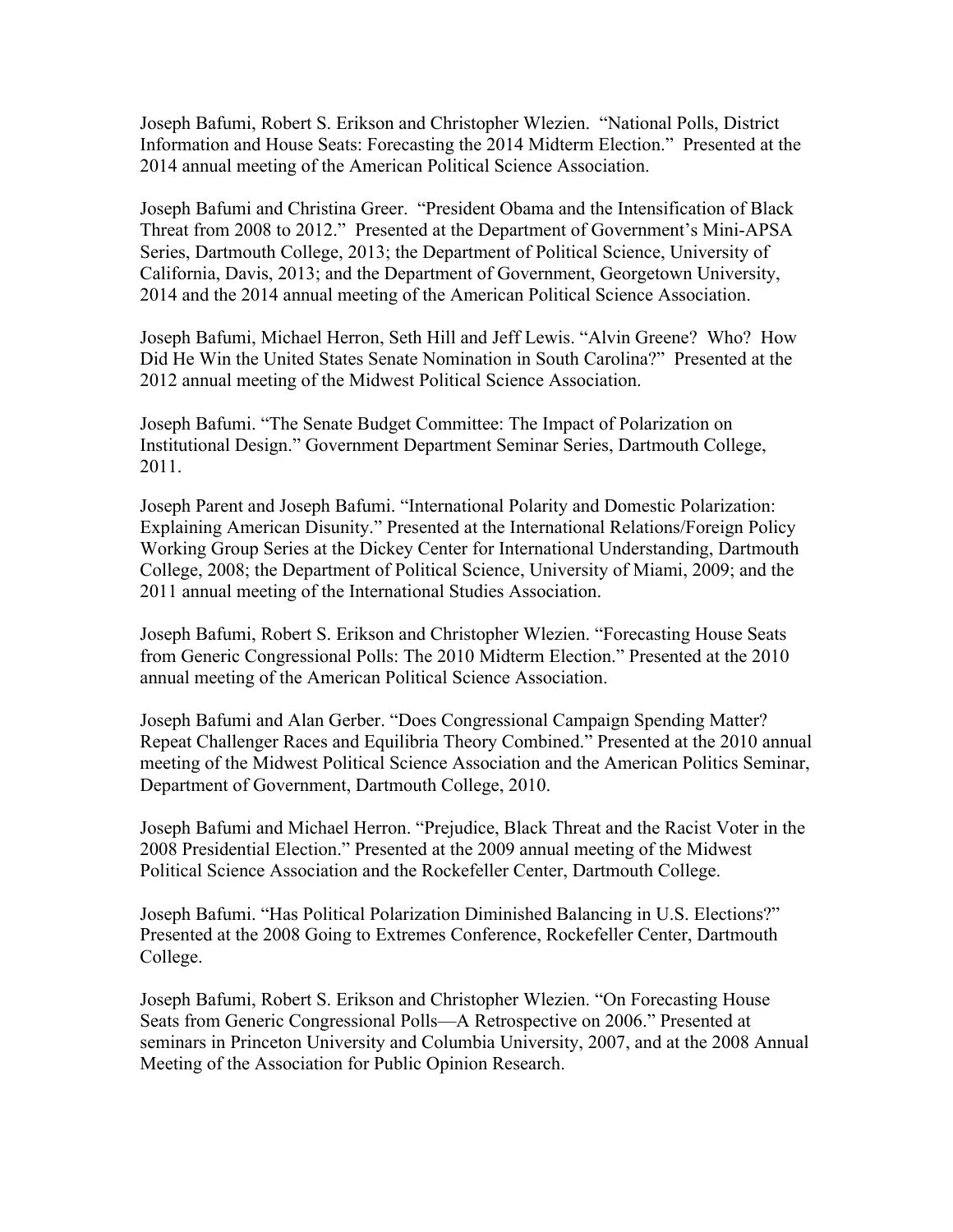Joseph Bafumi, Robert S. Erikson and Christopher Wlezien. "National Polls, District Information and House Seats: Forecasting the 2014 Midterm Election." Presented at the 2014 annual meeting of the American Political Science Association.

Joseph Bafumi and Christina Greer. "President Obama and the Intensification of Black Threat from 2008 to 2012." Presented at the Department of Government's Mini-APSA Series, Dartmouth College, 2013; the Department of Political Science, University of California, Davis, 2013; and the Department of Government, Georgetown University, 2014 and the 2014 annual meeting of the American Political Science Association.

Joseph Bafumi, Michael Herron, Seth Hill and Jeff Lewis. "Alvin Greene? Who? How Did He Win the United States Senate Nomination in South Carolina?" Presented at the 2012 annual meeting of the Midwest Political Science Association.

Joseph Bafumi. "The Senate Budget Committee: The Impact of Polarization on Institutional Design." Government Department Seminar Series, Dartmouth College, 2011.

Joseph Parent and Joseph Bafumi. "International Polarity and Domestic Polarization: Explaining American Disunity." Presented at the International Relations/Foreign Policy Working Group Series at the Dickey Center for International Understanding, Dartmouth College, 2008; the Department of Political Science, University of Miami, 2009; and the 2011 annual meeting of the International Studies Association.

Joseph Bafumi, Robert S. Erikson and Christopher Wlezien. "Forecasting House Seats from Generic Congressional Polls: The 2010 Midterm Election." Presented at the 2010 annual meeting of the American Political Science Association.

Joseph Bafumi and Alan Gerber. "Does Congressional Campaign Spending Matter? Repeat Challenger Races and Equilibria Theory Combined." Presented at the 2010 annual meeting of the Midwest Political Science Association and the American Politics Seminar, Department of Government, Dartmouth College, 2010.

Joseph Bafumi and Michael Herron. "Prejudice, Black Threat and the Racist Voter in the 2008 Presidential Election." Presented at the 2009 annual meeting of the Midwest Political Science Association and the Rockefeller Center, Dartmouth College.

Joseph Bafumi. "Has Political Polarization Diminished Balancing in U.S. Elections?" Presented at the 2008 Going to Extremes Conference, Rockefeller Center, Dartmouth College.

Joseph Bafumi, Robert S. Erikson and Christopher Wlezien. "On Forecasting House Seats from Generic Congressional Polls—A Retrospective on 2006." Presented at seminars in Princeton University and Columbia University, 2007, and at the 2008 Annual Meeting of the Association for Public Opinion Research.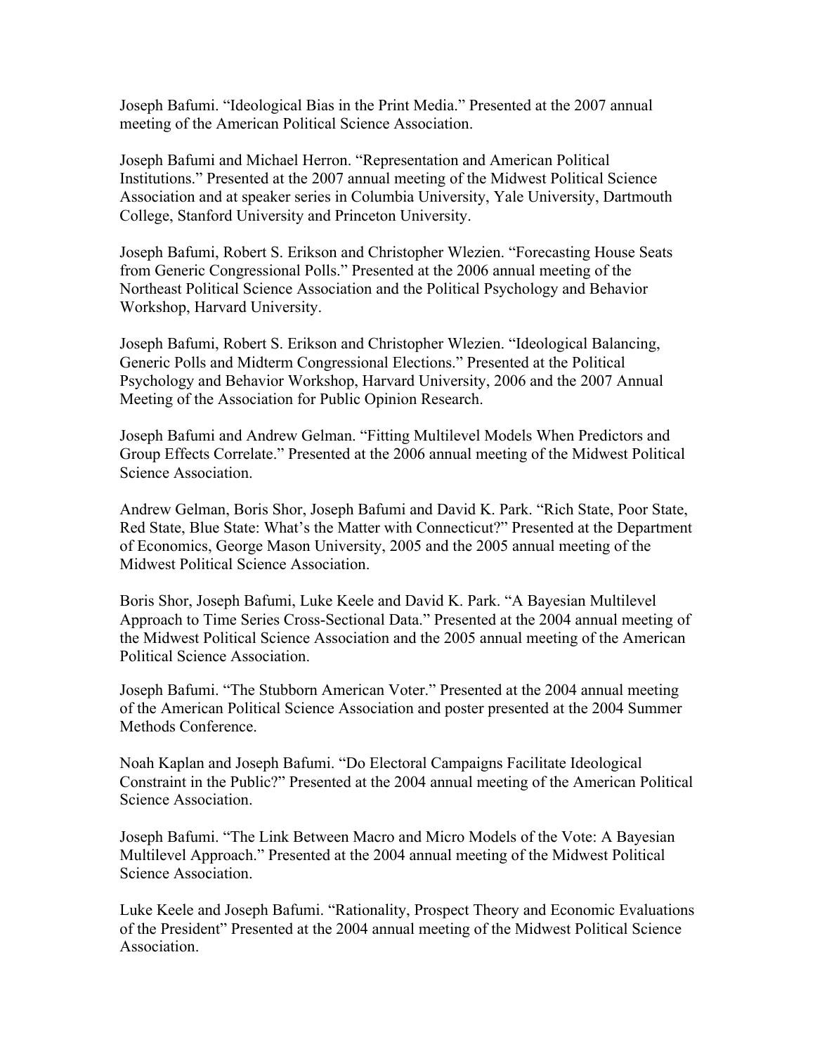Joseph Bafumi. “Ideological Bias in the Print Media.” Presented at the 2007 annual meeting of the American Political Science Association.

Joseph Bafumi and Michael Herron. “Representation and American Political Institutions.” Presented at the 2007 annual meeting of the Midwest Political Science Association and at speaker series in Columbia University, Yale University, Dartmouth College, Stanford University and Princeton University.

Joseph Bafumi, Robert S. Erikson and Christopher Wlezien. “Forecasting House Seats from Generic Congressional Polls.” Presented at the 2006 annual meeting of the Northeast Political Science Association and the Political Psychology and Behavior Workshop, Harvard University.

Joseph Bafumi, Robert S. Erikson and Christopher Wlezien. “Ideological Balancing, Generic Polls and Midterm Congressional Elections.” Presented at the Political Psychology and Behavior Workshop, Harvard University, 2006 and the 2007 Annual Meeting of the Association for Public Opinion Research.

Joseph Bafumi and Andrew Gelman. “Fitting Multilevel Models When Predictors and Group Effects Correlate.” Presented at the 2006 annual meeting of the Midwest Political Science Association.

Andrew Gelman, Boris Shor, Joseph Bafumi and David K. Park. “Rich State, Poor State, Red State, Blue State: What’s the Matter with Connecticut?” Presented at the Department of Economics, George Mason University, 2005 and the 2005 annual meeting of the Midwest Political Science Association.

Boris Shor, Joseph Bafumi, Luke Keele and David K. Park. “A Bayesian Multilevel Approach to Time Series Cross-Sectional Data.” Presented at the 2004 annual meeting of the Midwest Political Science Association and the 2005 annual meeting of the American Political Science Association.

Joseph Bafumi. “The Stubborn American Voter.” Presented at the 2004 annual meeting of the American Political Science Association and poster presented at the 2004 Summer Methods Conference.

Noah Kaplan and Joseph Bafumi. “Do Electoral Campaigns Facilitate Ideological Constraint in the Public?” Presented at the 2004 annual meeting of the American Political Science Association.

Joseph Bafumi. “The Link Between Macro and Micro Models of the Vote: A Bayesian Multilevel Approach.” Presented at the 2004 annual meeting of the Midwest Political Science Association.

Luke Keele and Joseph Bafumi. “Rationality, Prospect Theory and Economic Evaluations of the President” Presented at the 2004 annual meeting of the Midwest Political Science Association.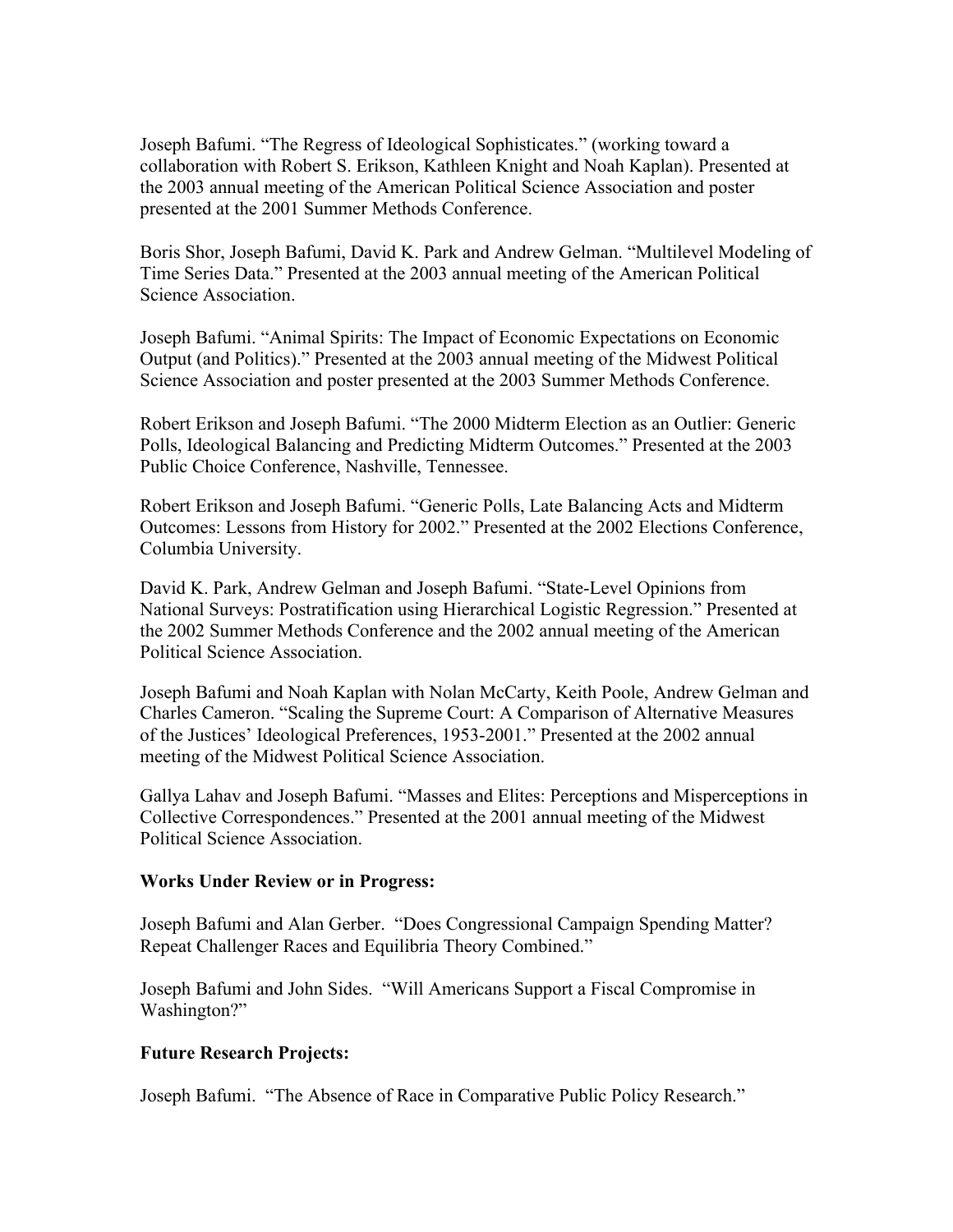Joseph Bafumi. "The Regress of Ideological Sophisticates." (working toward a collaboration with Robert S. Erikson, Kathleen Knight and Noah Kaplan). Presented at the 2003 annual meeting of the American Political Science Association and poster presented at the 2001 Summer Methods Conference.

Boris Shor, Joseph Bafumi, David K. Park and Andrew Gelman. "Multilevel Modeling of Time Series Data." Presented at the 2003 annual meeting of the American Political Science Association.

Joseph Bafumi. "Animal Spirits: The Impact of Economic Expectations on Economic Output (and Politics)." Presented at the 2003 annual meeting of the Midwest Political Science Association and poster presented at the 2003 Summer Methods Conference.

Robert Erikson and Joseph Bafumi. "The 2000 Midterm Election as an Outlier: Generic Polls, Ideological Balancing and Predicting Midterm Outcomes." Presented at the 2003 Public Choice Conference, Nashville, Tennessee.

Robert Erikson and Joseph Bafumi. "Generic Polls, Late Balancing Acts and Midterm Outcomes: Lessons from History for 2002." Presented at the 2002 Elections Conference, Columbia University.

David K. Park, Andrew Gelman and Joseph Bafumi. "State-Level Opinions from National Surveys: Postratification using Hierarchical Logistic Regression." Presented at the 2002 Summer Methods Conference and the 2002 annual meeting of the American Political Science Association.

Joseph Bafumi and Noah Kaplan with Nolan McCarty, Keith Poole, Andrew Gelman and Charles Cameron. "Scaling the Supreme Court: A Comparison of Alternative Measures of the Justices' Ideological Preferences, 1953-2001." Presented at the 2002 annual meeting of the Midwest Political Science Association.

Gallya Lahav and Joseph Bafumi. "Masses and Elites: Perceptions and Misperceptions in Collective Correspondences." Presented at the 2001 annual meeting of the Midwest Political Science Association.

**Works Under Review or in Progress:**

Joseph Bafumi and Alan Gerber. "Does Congressional Campaign Spending Matter? Repeat Challenger Races and Equilibria Theory Combined."

Joseph Bafumi and John Sides. "Will Americans Support a Fiscal Compromise in Washington?"

**Future Research Projects:**

Joseph Bafumi. "The Absence of Race in Comparative Public Policy Research."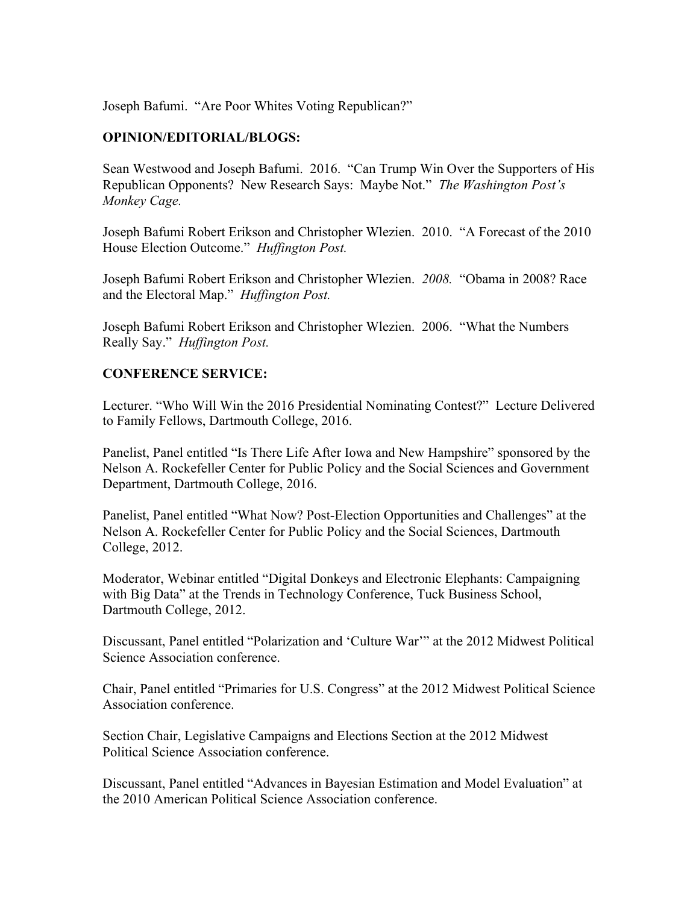Joseph Bafumi. “Are Poor Whites Voting Republican?”

**OPINION/EDITORIAL/BLOGS:**

Sean Westwood and Joseph Bafumi. 2016. “Can Trump Win Over the Supporters of His Republican Opponents? New Research Says: Maybe Not.” *The Washington Post’s Monkey Cage.*

Joseph Bafumi Robert Erikson and Christopher Wlezien. 2010. “A Forecast of the 2010 House Election Outcome.” *Huffington Post.*

Joseph Bafumi Robert Erikson and Christopher Wlezien. *2008.* “Obama in 2008? Race and the Electoral Map.” *Huffington Post.*

Joseph Bafumi Robert Erikson and Christopher Wlezien. 2006. “What the Numbers Really Say.” *Huffington Post.*

**CONFERENCE SERVICE:**

Lecturer. “Who Will Win the 2016 Presidential Nominating Contest?” Lecture Delivered to Family Fellows, Dartmouth College, 2016.

Panelist, Panel entitled “Is There Life After Iowa and New Hampshire” sponsored by the Nelson A. Rockefeller Center for Public Policy and the Social Sciences and Government Department, Dartmouth College, 2016.

Panelist, Panel entitled “What Now? Post-Election Opportunities and Challenges” at the Nelson A. Rockefeller Center for Public Policy and the Social Sciences, Dartmouth College, 2012.

Moderator, Webinar entitled “Digital Donkeys and Electronic Elephants: Campaigning with Big Data” at the Trends in Technology Conference, Tuck Business School, Dartmouth College, 2012.

Discussant, Panel entitled “Polarization and ‘Culture War’” at the 2012 Midwest Political Science Association conference.

Chair, Panel entitled “Primaries for U.S. Congress” at the 2012 Midwest Political Science Association conference.

Section Chair, Legislative Campaigns and Elections Section at the 2012 Midwest Political Science Association conference.

Discussant, Panel entitled “Advances in Bayesian Estimation and Model Evaluation” at the 2010 American Political Science Association conference.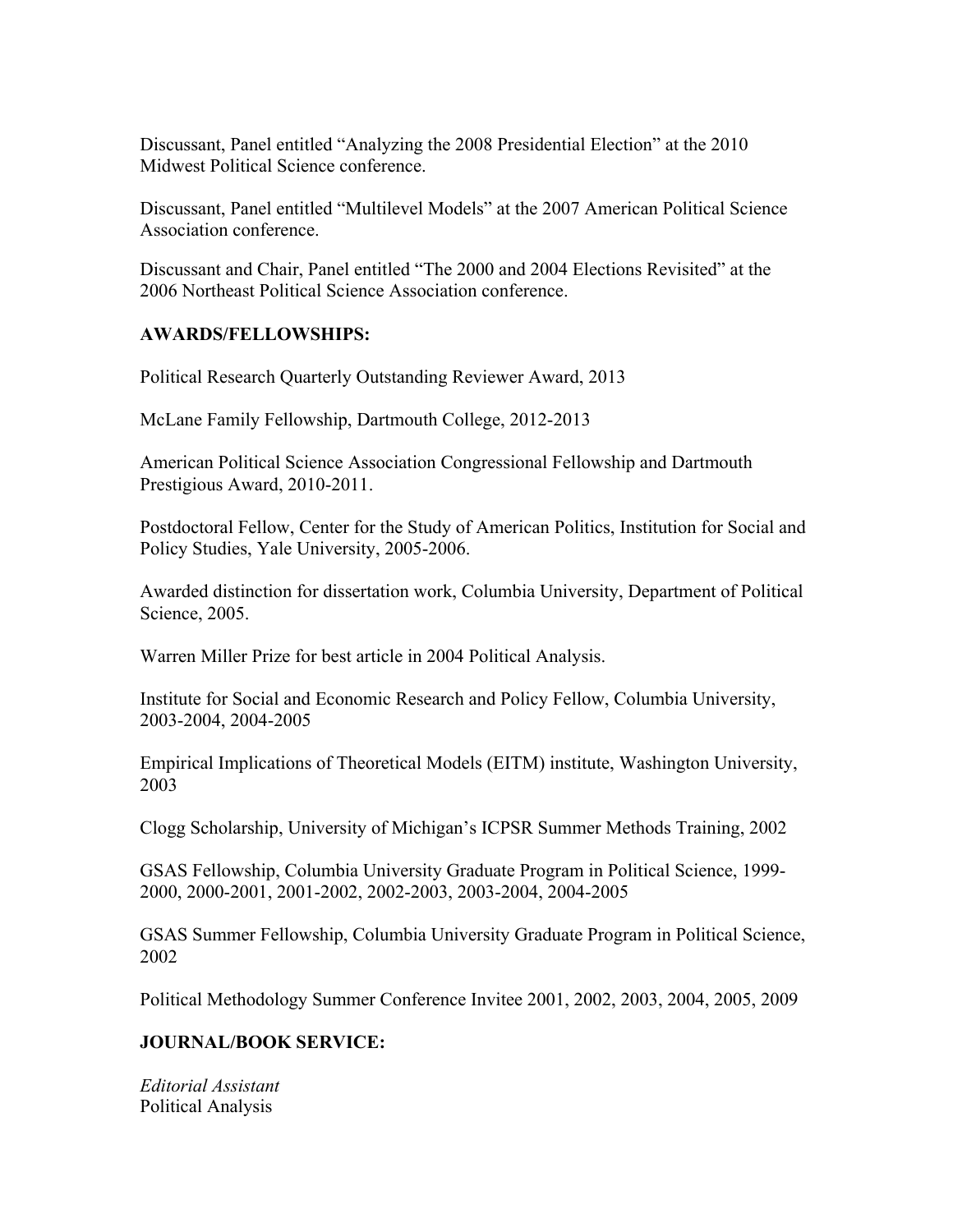Discussant, Panel entitled “Analyzing the 2008 Presidential Election” at the 2010 Midwest Political Science conference.

Discussant, Panel entitled “Multilevel Models” at the 2007 American Political Science Association conference.

Discussant and Chair, Panel entitled “The 2000 and 2004 Elections Revisited” at the 2006 Northeast Political Science Association conference.

**AWARDS/FELLOWSHIPS:**

Political Research Quarterly Outstanding Reviewer Award, 2013

McLane Family Fellowship, Dartmouth College, 2012-2013

American Political Science Association Congressional Fellowship and Dartmouth Prestigious Award, 2010-2011.

Postdoctoral Fellow, Center for the Study of American Politics, Institution for Social and Policy Studies, Yale University, 2005-2006.

Awarded distinction for dissertation work, Columbia University, Department of Political Science, 2005.

Warren Miller Prize for best article in 2004 Political Analysis.

Institute for Social and Economic Research and Policy Fellow, Columbia University, 2003-2004, 2004-2005

Empirical Implications of Theoretical Models (EITM) institute, Washington University, 2003

Clogg Scholarship, University of Michigan’s ICPSR Summer Methods Training, 2002

GSAS Fellowship, Columbia University Graduate Program in Political Science, 1999-2000, 2000-2001, 2001-2002, 2002-2003, 2003-2004, 2004-2005

GSAS Summer Fellowship, Columbia University Graduate Program in Political Science, 2002

Political Methodology Summer Conference Invitee 2001, 2002, 2003, 2004, 2005, 2009

**JOURNAL/BOOK SERVICE:**

*Editorial Assistant*
Political Analysis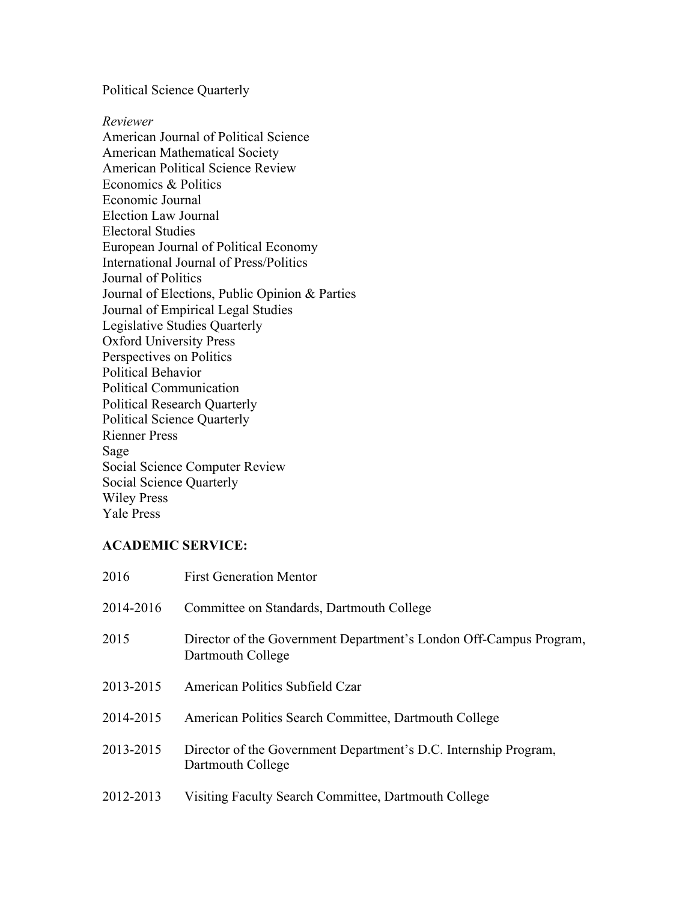Political Science Quarterly

*Reviewer*
American Journal of Political Science
American Mathematical Society
American Political Science Review
Economics & Politics
Economic Journal
Election Law Journal
Electoral Studies
European Journal of Political Economy
International Journal of Press/Politics
Journal of Politics
Journal of Elections, Public Opinion & Parties
Journal of Empirical Legal Studies
Legislative Studies Quarterly
Oxford University Press
Perspectives on Politics
Political Behavior
Political Communication
Political Research Quarterly
Political Science Quarterly
Rienner Press
Sage
Social Science Computer Review
Social Science Quarterly
Wiley Press
Yale Press

**ACADEMIC SERVICE:**

| | |
|---|---|
| 2016 | First Generation Mentor |
| 2014-2016 | Committee on Standards, Dartmouth College |
| 2015 | Director of the Government Department's London Off-Campus Program, Dartmouth College |
| 2013-2015 | American Politics Subfield Czar |
| 2014-2015 | American Politics Search Committee, Dartmouth College |
| 2013-2015 | Director of the Government Department's D.C. Internship Program, Dartmouth College |
| 2012-2013 | Visiting Faculty Search Committee, Dartmouth College |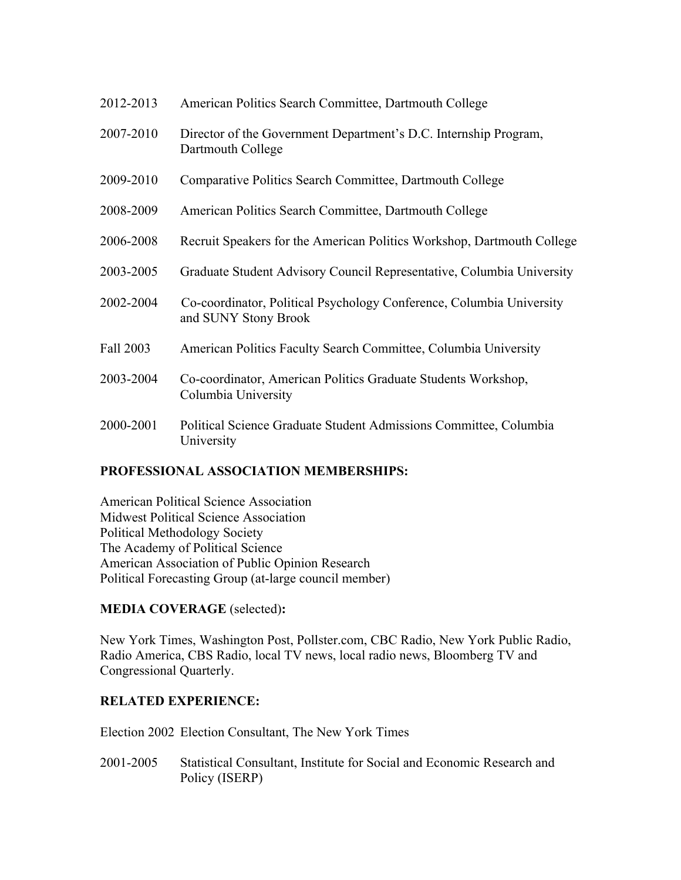2012-2013 American Politics Search Committee, Dartmouth College

2007-2010 Director of the Government Department's D.C. Internship Program, Dartmouth College

2009-2010 Comparative Politics Search Committee, Dartmouth College

2008-2009 American Politics Search Committee, Dartmouth College

2006-2008 Recruit Speakers for the American Politics Workshop, Dartmouth College

2003-2005 Graduate Student Advisory Council Representative, Columbia University

2002-2004 Co-coordinator, Political Psychology Conference, Columbia University and SUNY Stony Brook

Fall 2003 American Politics Faculty Search Committee, Columbia University

2003-2004 Co-coordinator, American Politics Graduate Students Workshop, Columbia University

2000-2001 Political Science Graduate Student Admissions Committee, Columbia University

**PROFESSIONAL ASSOCIATION MEMBERSHIPS:**

American Political Science Association
Midwest Political Science Association
Political Methodology Society
The Academy of Political Science
American Association of Public Opinion Research
Political Forecasting Group (at-large council member)

**MEDIA COVERAGE** (selected)**:**

New York Times, Washington Post, Pollster.com, CBC Radio, New York Public Radio, Radio America, CBS Radio, local TV news, local radio news, Bloomberg TV and Congressional Quarterly.

**RELATED EXPERIENCE:**

Election 2002 Election Consultant, The New York Times

2001-2005 Statistical Consultant, Institute for Social and Economic Research and Policy (ISERP)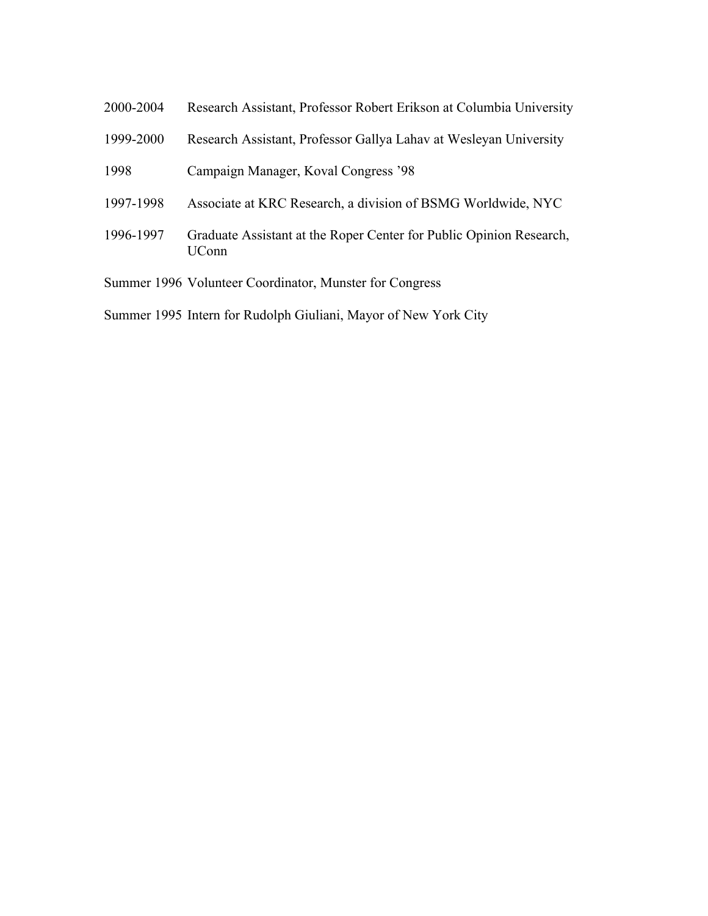| | |
|---|---|
| 2000-2004 | Research Assistant, Professor Robert Erikson at Columbia University |
| 1999-2000 | Research Assistant, Professor Gallya Lahav at Wesleyan University |
| 1998 | Campaign Manager, Koval Congress ’98 |
| 1997-1998 | Associate at KRC Research, a division of BSMG Worldwide, NYC |
| 1996-1997 | Graduate Assistant at the Roper Center for Public Opinion Research, UConn |
| Summer 1996 | Volunteer Coordinator, Munster for Congress |
| Summer 1995 | Intern for Rudolph Giuliani, Mayor of New York City |